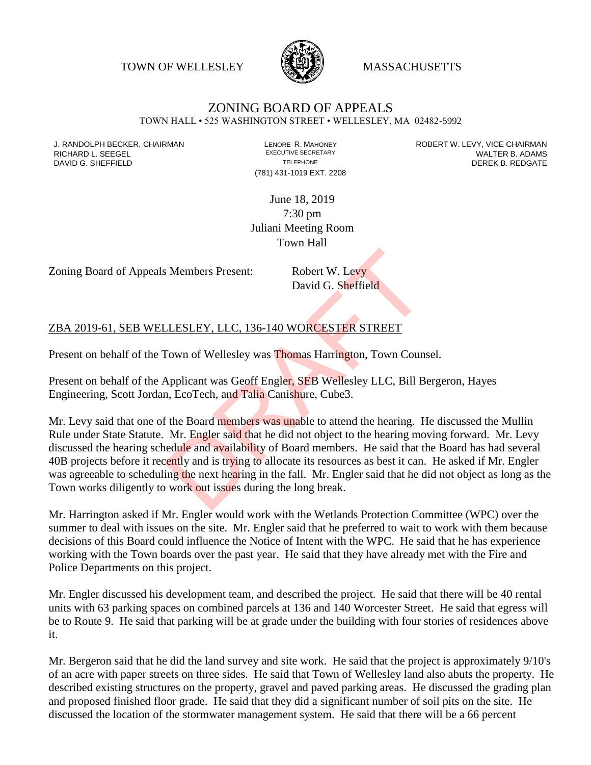TOWN OF WELLESLEY MASSACHUSETTS

# ZONING BOARD OF APPEALS

TOWN HALL • 525 WASHINGTON STREET • WELLESLEY, MA 02482-5992

J. RANDOLPH BECKER, CHAIRMAN
RICHARD L. SEEGEL
DAVID G. SHEFFIELD

LENORE R. MAHONEY
EXECUTIVE SECRETARY
TELEPHONE
(781) 431-1019 EXT. 2208

ROBERT W. LEVY, VICE CHAIRMAN
WALTER B. ADAMS
DEREK B. REDGATE

June 18, 2019
7:30 pm
Juliani Meeting Room
Town Hall

Zoning Board of Appeals Members Present: Robert W. Levy
David G. Sheffield

## ZBA 2019-61, SEB WELLESLEY, LLC, 136-140 WORCESTER STREET

Present on behalf of the Town of Wellesley was Thomas Harrington, Town Counsel.

Present on behalf of the Applicant was Geoff Engler, SEB Wellesley LLC, Bill Bergeron, Hayes Engineering, Scott Jordan, EcoTech, and Talia Canishure, Cube3.

Mr. Levy said that one of the Board members was unable to attend the hearing. He discussed the Mullin Rule under State Statute. Mr. Engler said that he did not object to the hearing moving forward. Mr. Levy discussed the hearing schedule and availability of Board members. He said that the Board has had several 40B projects before it recently and is trying to allocate its resources as best it can. He asked if Mr. Engler was agreeable to scheduling the next hearing in the fall. Mr. Engler said that he did not object as long as the Town works diligently to work out issues during the long break.

Mr. Harrington asked if Mr. Engler would work with the Wetlands Protection Committee (WPC) over the summer to deal with issues on the site. Mr. Engler said that he preferred to wait to work with them because decisions of this Board could influence the Notice of Intent with the WPC. He said that he has experience working with the Town boards over the past year. He said that they have already met with the Fire and Police Departments on this project.

Mr. Engler discussed his development team, and described the project. He said that there will be 40 rental units with 63 parking spaces on combined parcels at 136 and 140 Worcester Street. He said that egress will be to Route 9. He said that parking will be at grade under the building with four stories of residences above it.

Mr. Bergeron said that he did the land survey and site work. He said that the project is approximately 9/10's of an acre with paper streets on three sides. He said that Town of Wellesley land also abuts the property. He described existing structures on the property, gravel and paved parking areas. He discussed the grading plan and proposed finished floor grade. He said that they did a significant number of soil pits on the site. He discussed the location of the stormwater management system. He said that there will be a 66 percent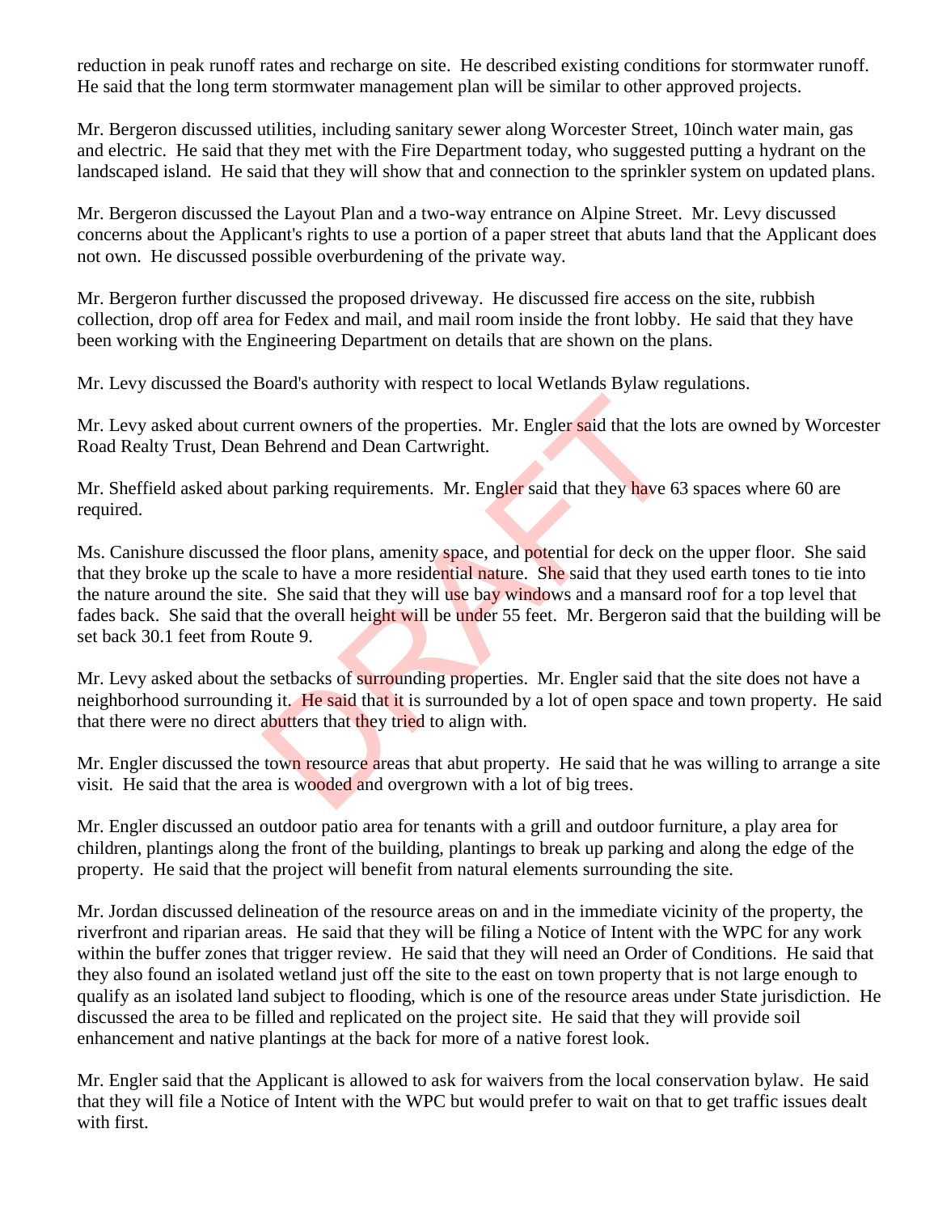reduction in peak runoff rates and recharge on site. He described existing conditions for stormwater runoff. He said that the long term stormwater management plan will be similar to other approved projects.

Mr. Bergeron discussed utilities, including sanitary sewer along Worcester Street, 10inch water main, gas and electric. He said that they met with the Fire Department today, who suggested putting a hydrant on the landscaped island. He said that they will show that and connection to the sprinkler system on updated plans.

Mr. Bergeron discussed the Layout Plan and a two-way entrance on Alpine Street. Mr. Levy discussed concerns about the Applicant's rights to use a portion of a paper street that abuts land that the Applicant does not own. He discussed possible overburdening of the private way.

Mr. Bergeron further discussed the proposed driveway. He discussed fire access on the site, rubbish collection, drop off area for Fedex and mail, and mail room inside the front lobby. He said that they have been working with the Engineering Department on details that are shown on the plans.

Mr. Levy discussed the Board's authority with respect to local Wetlands Bylaw regulations.

Mr. Levy asked about current owners of the properties. Mr. Engler said that the lots are owned by Worcester Road Realty Trust, Dean Behrend and Dean Cartwright.

Mr. Sheffield asked about parking requirements. Mr. Engler said that they have 63 spaces where 60 are required.

Ms. Canishure discussed the floor plans, amenity space, and potential for deck on the upper floor. She said that they broke up the scale to have a more residential nature. She said that they used earth tones to tie into the nature around the site. She said that they will use bay windows and a mansard roof for a top level that fades back. She said that the overall height will be under 55 feet. Mr. Bergeron said that the building will be set back 30.1 feet from Route 9.

Mr. Levy asked about the setbacks of surrounding properties. Mr. Engler said that the site does not have a neighborhood surrounding it. He said that it is surrounded by a lot of open space and town property. He said that there were no direct abutters that they tried to align with.

Mr. Engler discussed the town resource areas that abut property. He said that he was willing to arrange a site visit. He said that the area is wooded and overgrown with a lot of big trees.

Mr. Engler discussed an outdoor patio area for tenants with a grill and outdoor furniture, a play area for children, plantings along the front of the building, plantings to break up parking and along the edge of the property. He said that the project will benefit from natural elements surrounding the site.

Mr. Jordan discussed delineation of the resource areas on and in the immediate vicinity of the property, the riverfront and riparian areas. He said that they will be filing a Notice of Intent with the WPC for any work within the buffer zones that trigger review. He said that they will need an Order of Conditions. He said that they also found an isolated wetland just off the site to the east on town property that is not large enough to qualify as an isolated land subject to flooding, which is one of the resource areas under State jurisdiction. He discussed the area to be filled and replicated on the project site. He said that they will provide soil enhancement and native plantings at the back for more of a native forest look.

Mr. Engler said that the Applicant is allowed to ask for waivers from the local conservation bylaw. He said that they will file a Notice of Intent with the WPC but would prefer to wait on that to get traffic issues dealt with first.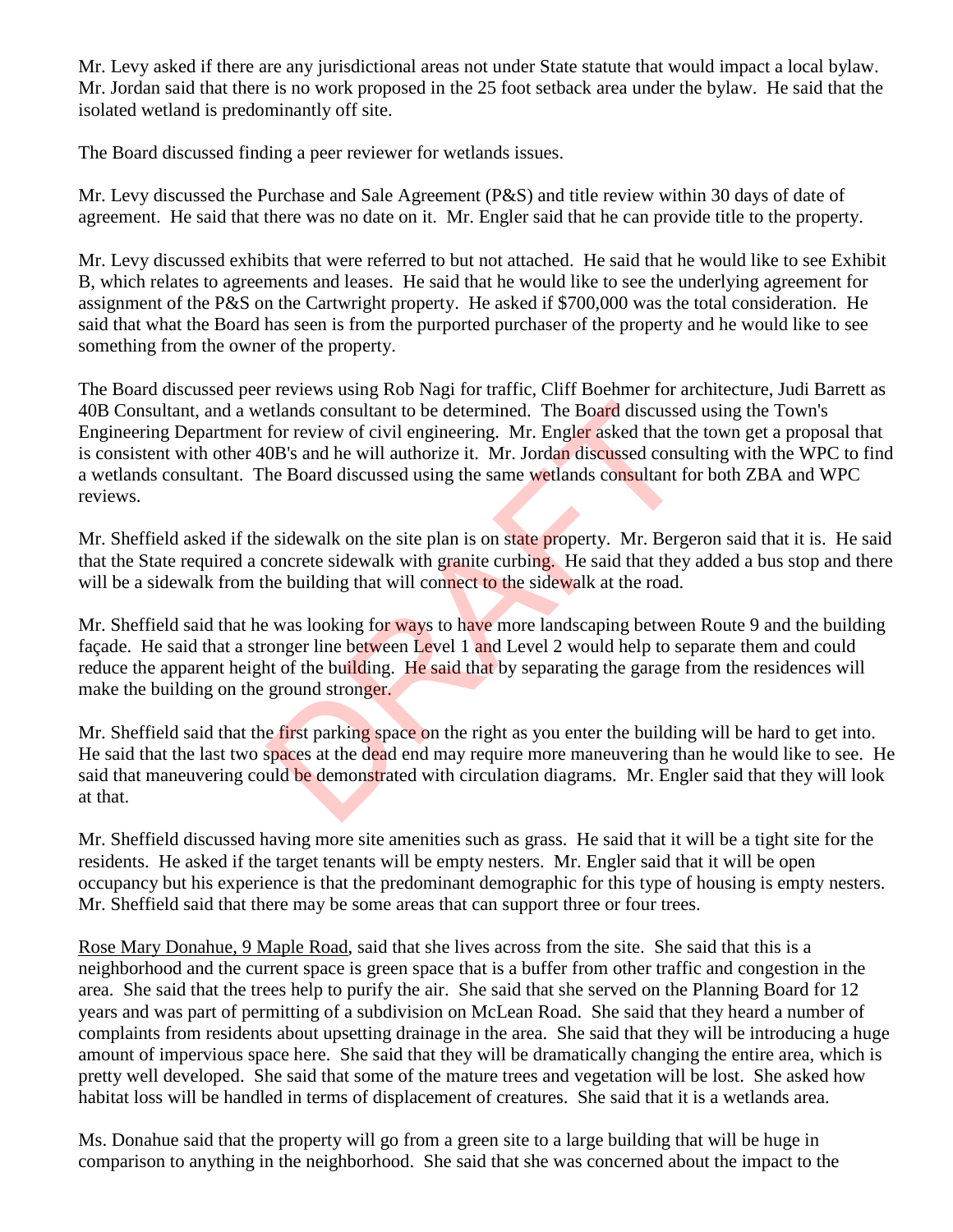Mr. Levy asked if there are any jurisdictional areas not under State statute that would impact a local bylaw. Mr. Jordan said that there is no work proposed in the 25 foot setback area under the bylaw. He said that the isolated wetland is predominantly off site.

The Board discussed finding a peer reviewer for wetlands issues.

Mr. Levy discussed the Purchase and Sale Agreement (P&S) and title review within 30 days of date of agreement. He said that there was no date on it. Mr. Engler said that he can provide title to the property.

Mr. Levy discussed exhibits that were referred to but not attached. He said that he would like to see Exhibit B, which relates to agreements and leases. He said that he would like to see the underlying agreement for assignment of the P&S on the Cartwright property. He asked if $700,000 was the total consideration. He said that what the Board has seen is from the purported purchaser of the property and he would like to see something from the owner of the property.

The Board discussed peer reviews using Rob Nagi for traffic, Cliff Boehmer for architecture, Judi Barrett as 40B Consultant, and a wetlands consultant to be determined. The Board discussed using the Town's Engineering Department for review of civil engineering. Mr. Engler asked that the town get a proposal that is consistent with other 40B's and he will authorize it. Mr. Jordan discussed consulting with the WPC to find a wetlands consultant. The Board discussed using the same wetlands consultant for both ZBA and WPC reviews.

Mr. Sheffield asked if the sidewalk on the site plan is on state property. Mr. Bergeron said that it is. He said that the State required a concrete sidewalk with granite curbing. He said that they added a bus stop and there will be a sidewalk from the building that will connect to the sidewalk at the road.

Mr. Sheffield said that he was looking for ways to have more landscaping between Route 9 and the building façade. He said that a stronger line between Level 1 and Level 2 would help to separate them and could reduce the apparent height of the building. He said that by separating the garage from the residences will make the building on the ground stronger.

Mr. Sheffield said that the first parking space on the right as you enter the building will be hard to get into. He said that the last two spaces at the dead end may require more maneuvering than he would like to see. He said that maneuvering could be demonstrated with circulation diagrams. Mr. Engler said that they will look at that.

Mr. Sheffield discussed having more site amenities such as grass. He said that it will be a tight site for the residents. He asked if the target tenants will be empty nesters. Mr. Engler said that it will be open occupancy but his experience is that the predominant demographic for this type of housing is empty nesters. Mr. Sheffield said that there may be some areas that can support three or four trees.

Rose Mary Donahue, 9 Maple Road, said that she lives across from the site. She said that this is a neighborhood and the current space is green space that is a buffer from other traffic and congestion in the area. She said that the trees help to purify the air. She said that she served on the Planning Board for 12 years and was part of permitting of a subdivision on McLean Road. She said that they heard a number of complaints from residents about upsetting drainage in the area. She said that they will be introducing a huge amount of impervious space here. She said that they will be dramatically changing the entire area, which is pretty well developed. She said that some of the mature trees and vegetation will be lost. She asked how habitat loss will be handled in terms of displacement of creatures. She said that it is a wetlands area.

Ms. Donahue said that the property will go from a green site to a large building that will be huge in comparison to anything in the neighborhood. She said that she was concerned about the impact to the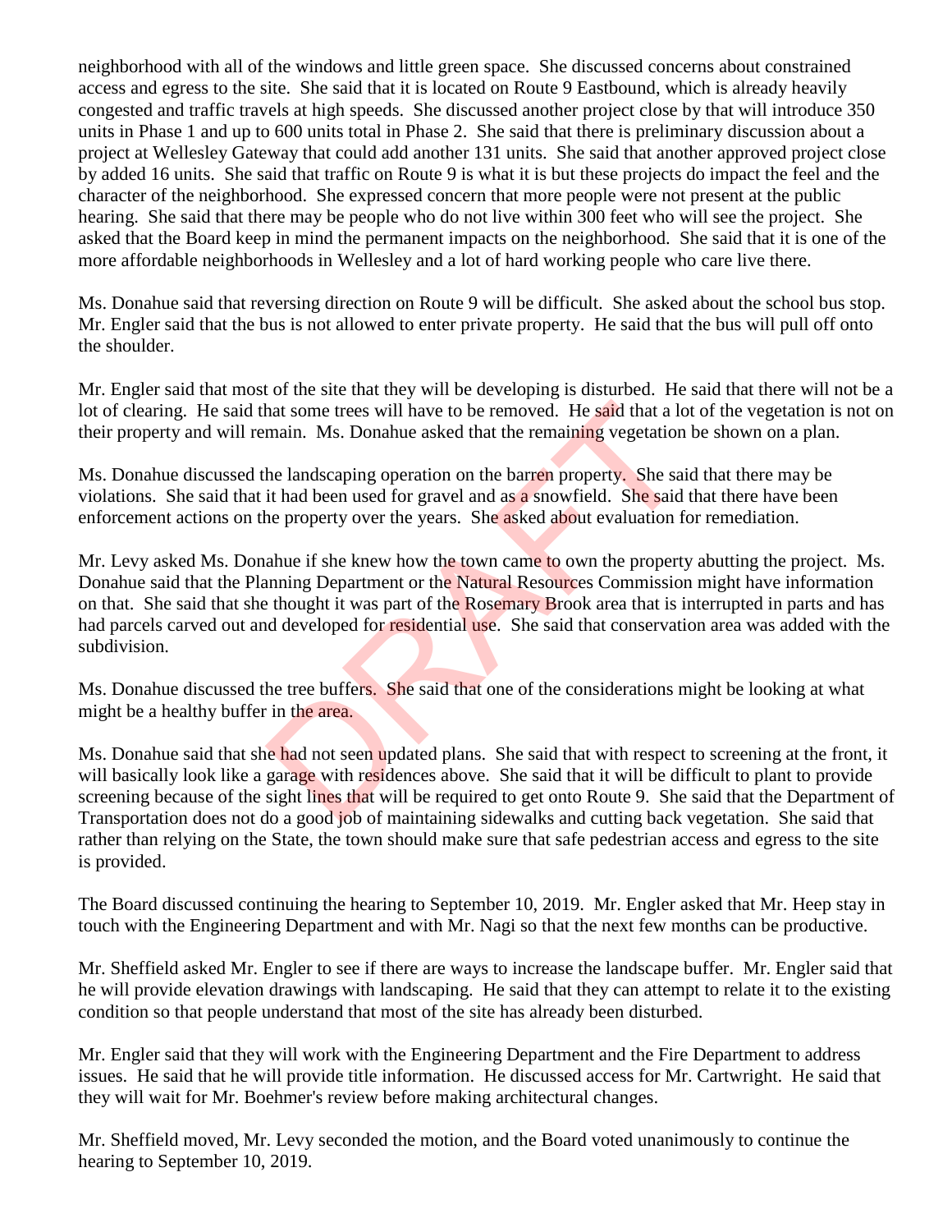neighborhood with all of the windows and little green space. She discussed concerns about constrained access and egress to the site. She said that it is located on Route 9 Eastbound, which is already heavily congested and traffic travels at high speeds. She discussed another project close by that will introduce 350 units in Phase 1 and up to 600 units total in Phase 2. She said that there is preliminary discussion about a project at Wellesley Gateway that could add another 131 units. She said that another approved project close by added 16 units. She said that traffic on Route 9 is what it is but these projects do impact the feel and the character of the neighborhood. She expressed concern that more people were not present at the public hearing. She said that there may be people who do not live within 300 feet who will see the project. She asked that the Board keep in mind the permanent impacts on the neighborhood. She said that it is one of the more affordable neighborhoods in Wellesley and a lot of hard working people who care live there.

Ms. Donahue said that reversing direction on Route 9 will be difficult. She asked about the school bus stop. Mr. Engler said that the bus is not allowed to enter private property. He said that the bus will pull off onto the shoulder.

Mr. Engler said that most of the site that they will be developing is disturbed. He said that there will not be a lot of clearing. He said that some trees will have to be removed. He said that a lot of the vegetation is not on their property and will remain. Ms. Donahue asked that the remaining vegetation be shown on a plan.

Ms. Donahue discussed the landscaping operation on the barren property. She said that there may be violations. She said that it had been used for gravel and as a snowfield. She said that there have been enforcement actions on the property over the years. She asked about evaluation for remediation.

Mr. Levy asked Ms. Donahue if she knew how the town came to own the property abutting the project. Ms. Donahue said that the Planning Department or the Natural Resources Commission might have information on that. She said that she thought it was part of the Rosemary Brook area that is interrupted in parts and has had parcels carved out and developed for residential use. She said that conservation area was added with the subdivision.

Ms. Donahue discussed the tree buffers. She said that one of the considerations might be looking at what might be a healthy buffer in the area.

Ms. Donahue said that she had not seen updated plans. She said that with respect to screening at the front, it will basically look like a garage with residences above. She said that it will be difficult to plant to provide screening because of the sight lines that will be required to get onto Route 9. She said that the Department of Transportation does not do a good job of maintaining sidewalks and cutting back vegetation. She said that rather than relying on the State, the town should make sure that safe pedestrian access and egress to the site is provided.

The Board discussed continuing the hearing to September 10, 2019. Mr. Engler asked that Mr. Heep stay in touch with the Engineering Department and with Mr. Nagi so that the next few months can be productive.

Mr. Sheffield asked Mr. Engler to see if there are ways to increase the landscape buffer. Mr. Engler said that he will provide elevation drawings with landscaping. He said that they can attempt to relate it to the existing condition so that people understand that most of the site has already been disturbed.

Mr. Engler said that they will work with the Engineering Department and the Fire Department to address issues. He said that he will provide title information. He discussed access for Mr. Cartwright. He said that they will wait for Mr. Boehmer's review before making architectural changes.

Mr. Sheffield moved, Mr. Levy seconded the motion, and the Board voted unanimously to continue the hearing to September 10, 2019.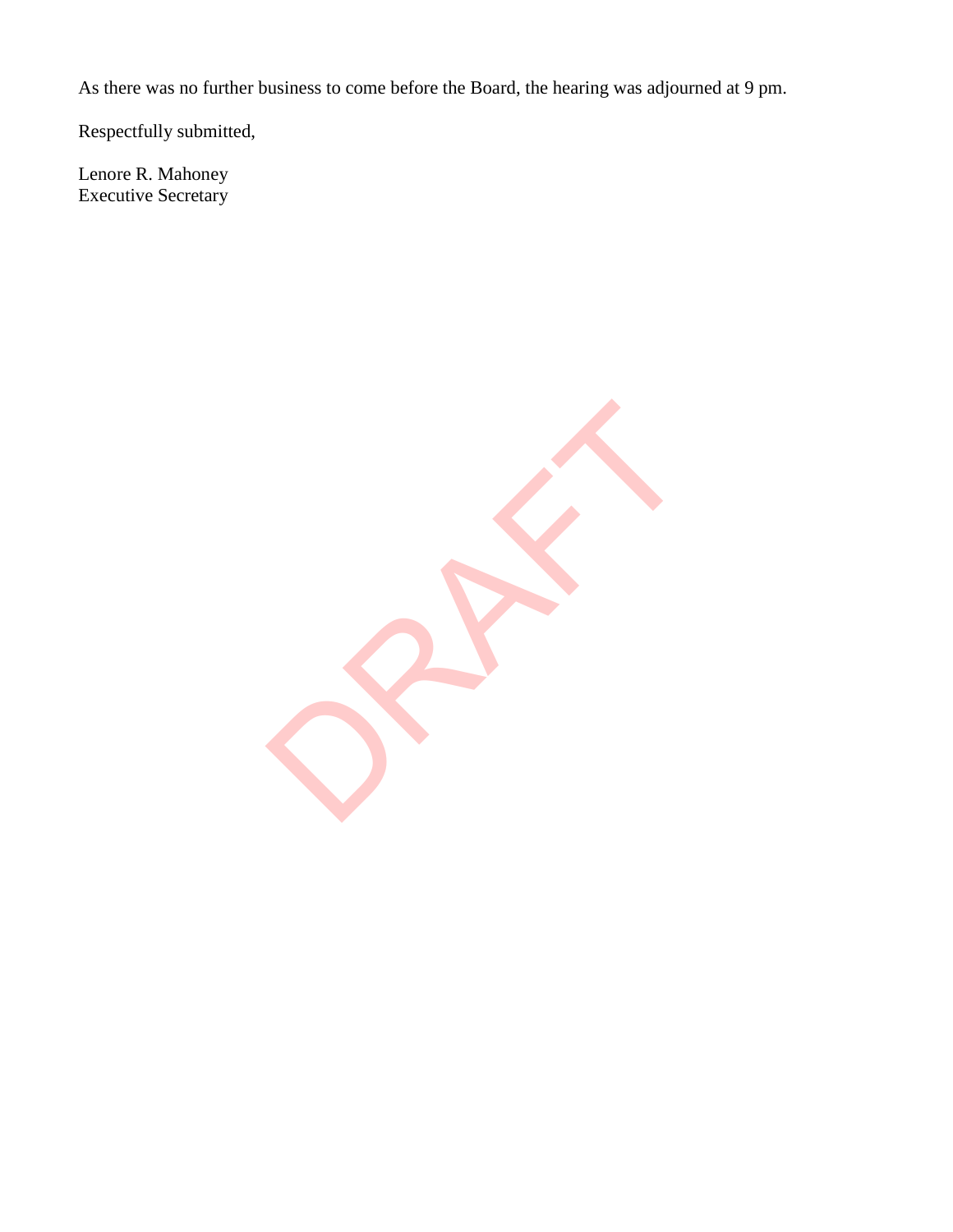As there was no further business to come before the Board, the hearing was adjourned at 9 pm.

Respectfully submitted,

Lenore R. Mahoney
Executive Secretary

DRAFT